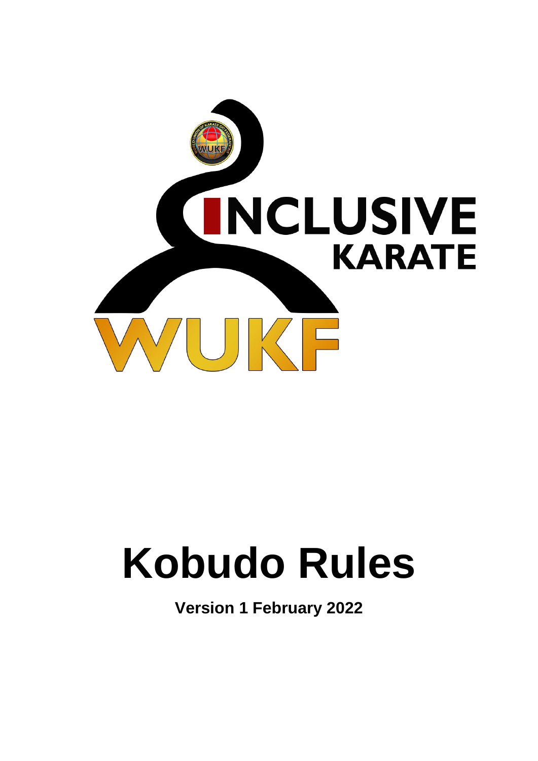INCLUSIVE KARATE

WUKF

# Kobudo Rules

**Version 1 February 2022**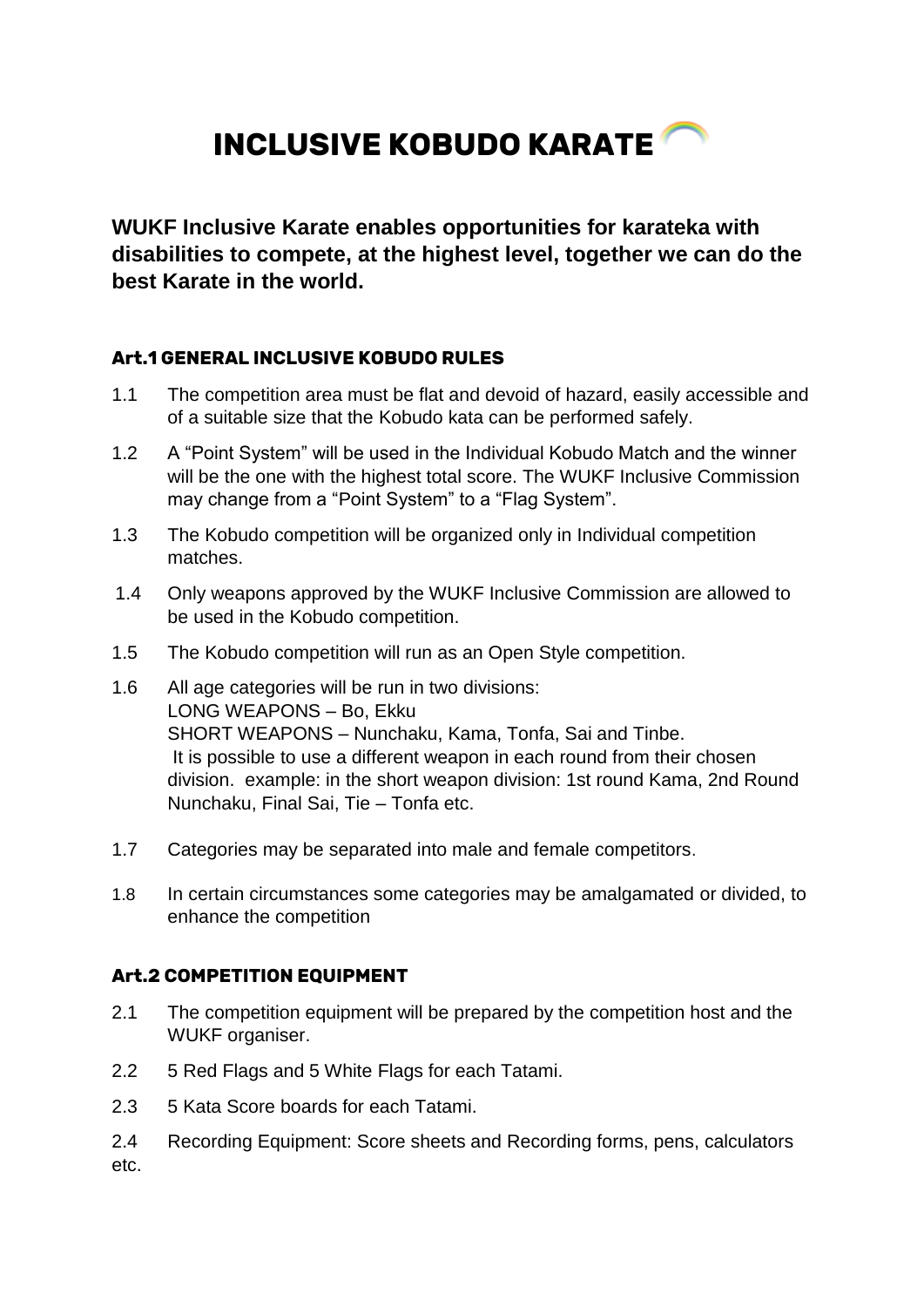# INCLUSIVE KOBUDO KARATE

**WUKF Inclusive Karate enables opportunities for karateka with disabilities to compete, at the highest level, together we can do the best Karate in the world.**

## Art.1 GENERAL INCLUSIVE KOBUDO RULES

1.1 The competition area must be flat and devoid of hazard, easily accessible and of a suitable size that the Kobudo kata can be performed safely.

1.2 A "Point System" will be used in the Individual Kobudo Match and the winner will be the one with the highest total score. The WUKF Inclusive Commission may change from a "Point System" to a "Flag System".

1.3 The Kobudo competition will be organized only in Individual competition matches.

1.4 Only weapons approved by the WUKF Inclusive Commission are allowed to be used in the Kobudo competition.

1.5 The Kobudo competition will run as an Open Style competition.

1.6 All age categories will be run in two divisions:
LONG WEAPONS – Bo, Ekku
SHORT WEAPONS – Nunchaku, Kama, Tonfa, Sai and Tinbe.
It is possible to use a different weapon in each round from their chosen division. example: in the short weapon division: 1st round Kama, 2nd Round Nunchaku, Final Sai, Tie – Tonfa etc.

1.7 Categories may be separated into male and female competitors.

1.8 In certain circumstances some categories may be amalgamated or divided, to enhance the competition

## Art.2 COMPETITION EQUIPMENT

2.1 The competition equipment will be prepared by the competition host and the WUKF organiser.

2.2 5 Red Flags and 5 White Flags for each Tatami.

2.3 5 Kata Score boards for each Tatami.

2.4 Recording Equipment: Score sheets and Recording forms, pens, calculators etc.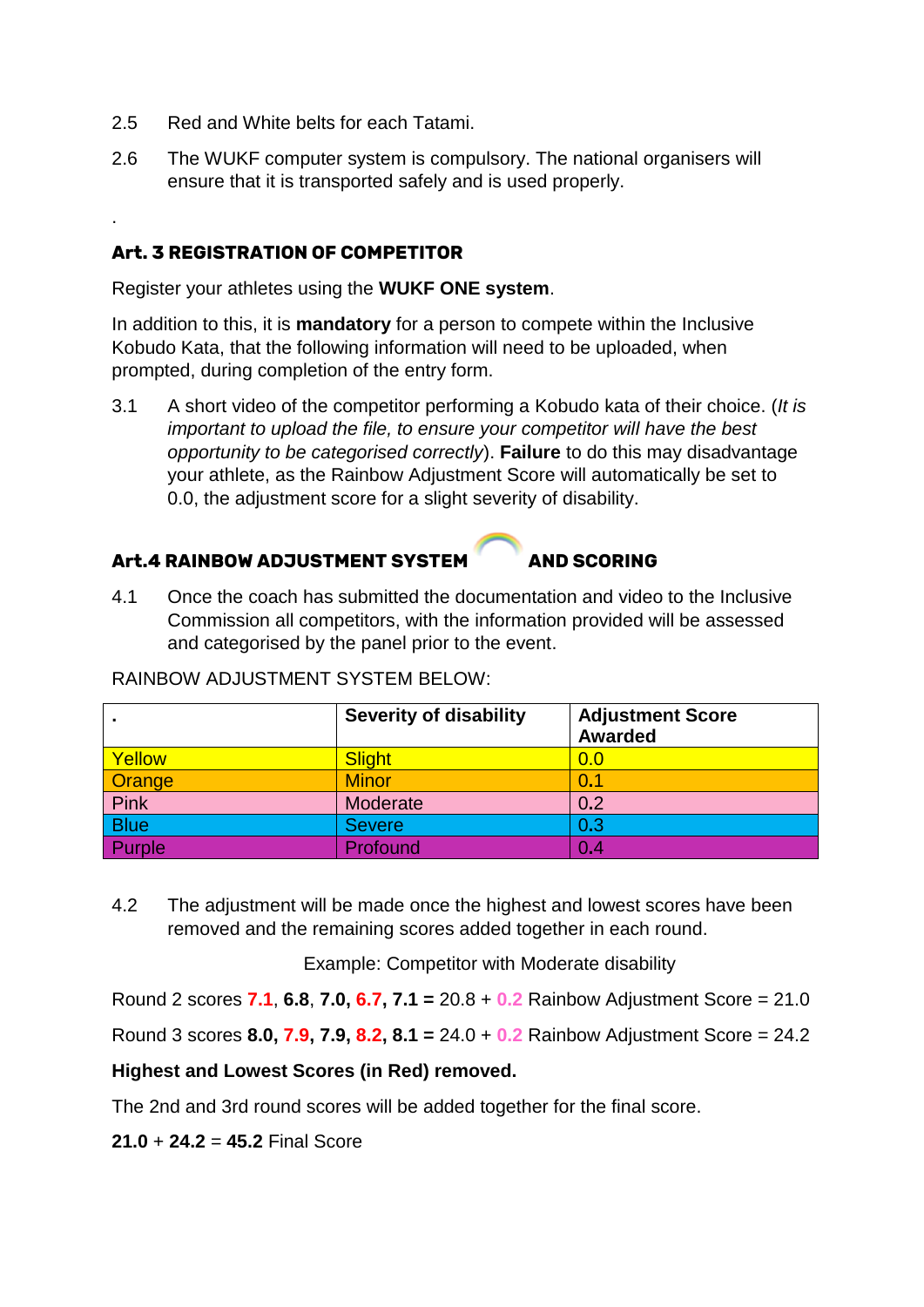2.5 Red and White belts for each Tatami.

2.6 The WUKF computer system is compulsory. The national organisers will ensure that it is transported safely and is used properly.

.

### Art. 3 REGISTRATION OF COMPETITOR

Register your athletes using the **WUKF ONE system**.

In addition to this, it is **mandatory** for a person to compete within the Inclusive Kobudo Kata, that the following information will need to be uploaded, when prompted, during completion of the entry form.

3.1 A short video of the competitor performing a Kobudo kata of their choice. (*It is important to upload the file, to ensure your competitor will have the best opportunity to be categorised correctly*). **Failure** to do this may disadvantage your athlete, as the Rainbow Adjustment Score will automatically be set to 0.0, the adjustment score for a slight severity of disability.

### Art.4 RAINBOW ADJUSTMENT SYSTEM AND SCORING

4.1 Once the coach has submitted the documentation and video to the Inclusive Commission all competitors, with the information provided will be assessed and categorised by the panel prior to the event.

RAINBOW ADJUSTMENT SYSTEM BELOW:

| . | Severity of disability | Adjustment Score Awarded |
|---|---|---|
| Yellow | Slight | 0.0 |
| Orange | Minor | 0.1 |
| Pink | Moderate | 0.2 |
| Blue | Severe | 0.3 |
| Purple | Profound | 0.4 |

4.2 The adjustment will be made once the highest and lowest scores have been removed and the remaining scores added together in each round.

Example: Competitor with Moderate disability

Round 2 scores 7.1, **6.8**, **7.0**, 6.7, **7.1 =** 20.8 + 0.2 Rainbow Adjustment Score = 21.0

Round 3 scores **8.0,** 7.9, **7.9,** 8.2, **8.1 =** 24.0 + 0.2 Rainbow Adjustment Score = 24.2

**Highest and Lowest Scores (in Red) removed.**

The 2nd and 3rd round scores will be added together for the final score.

**21.0** + **24.2** = **45.2** Final Score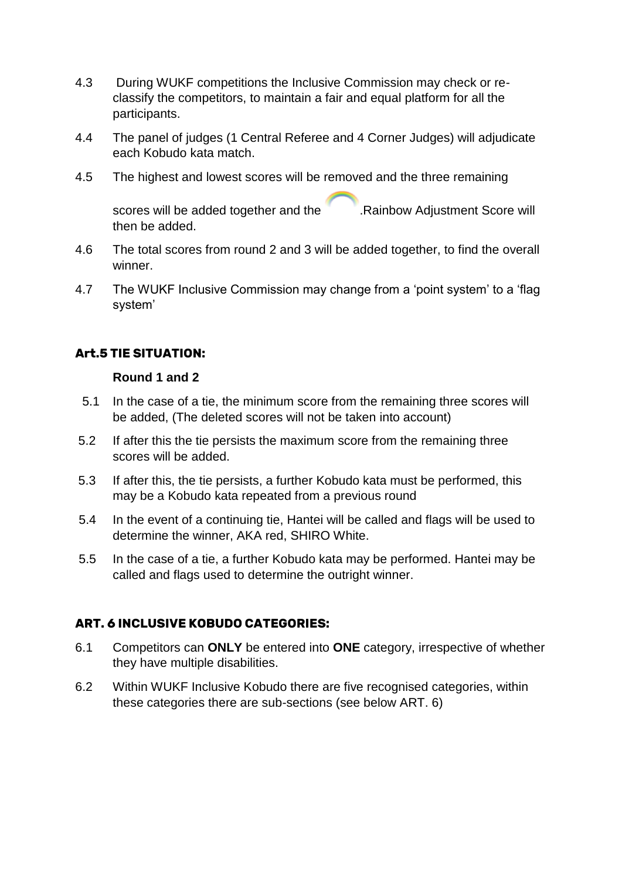4.3 During WUKF competitions the Inclusive Commission may check or re-classify the competitors, to maintain a fair and equal platform for all the participants.

4.4 The panel of judges (1 Central Referee and 4 Corner Judges) will adjudicate each Kobudo kata match.

4.5 The highest and lowest scores will be removed and the three remaining scores will be added together and the .Rainbow Adjustment Score will then be added.

4.6 The total scores from round 2 and 3 will be added together, to find the overall winner.

4.7 The WUKF Inclusive Commission may change from a 'point system' to a 'flag system'

### Art.5 TIE SITUATION:

**Round 1 and 2**

5.1 In the case of a tie, the minimum score from the remaining three scores will be added, (The deleted scores will not be taken into account)

5.2 If after this the tie persists the maximum score from the remaining three scores will be added.

5.3 If after this, the tie persists, a further Kobudo kata must be performed, this may be a Kobudo kata repeated from a previous round

5.4 In the event of a continuing tie, Hantei will be called and flags will be used to determine the winner, AKA red, SHIRO White.

5.5 In the case of a tie, a further Kobudo kata may be performed. Hantei may be called and flags used to determine the outright winner.

### ART. 6 INCLUSIVE KOBUDO CATEGORIES:

6.1 Competitors can **ONLY** be entered into **ONE** category, irrespective of whether they have multiple disabilities.

6.2 Within WUKF Inclusive Kobudo there are five recognised categories, within these categories there are sub-sections (see below ART. 6)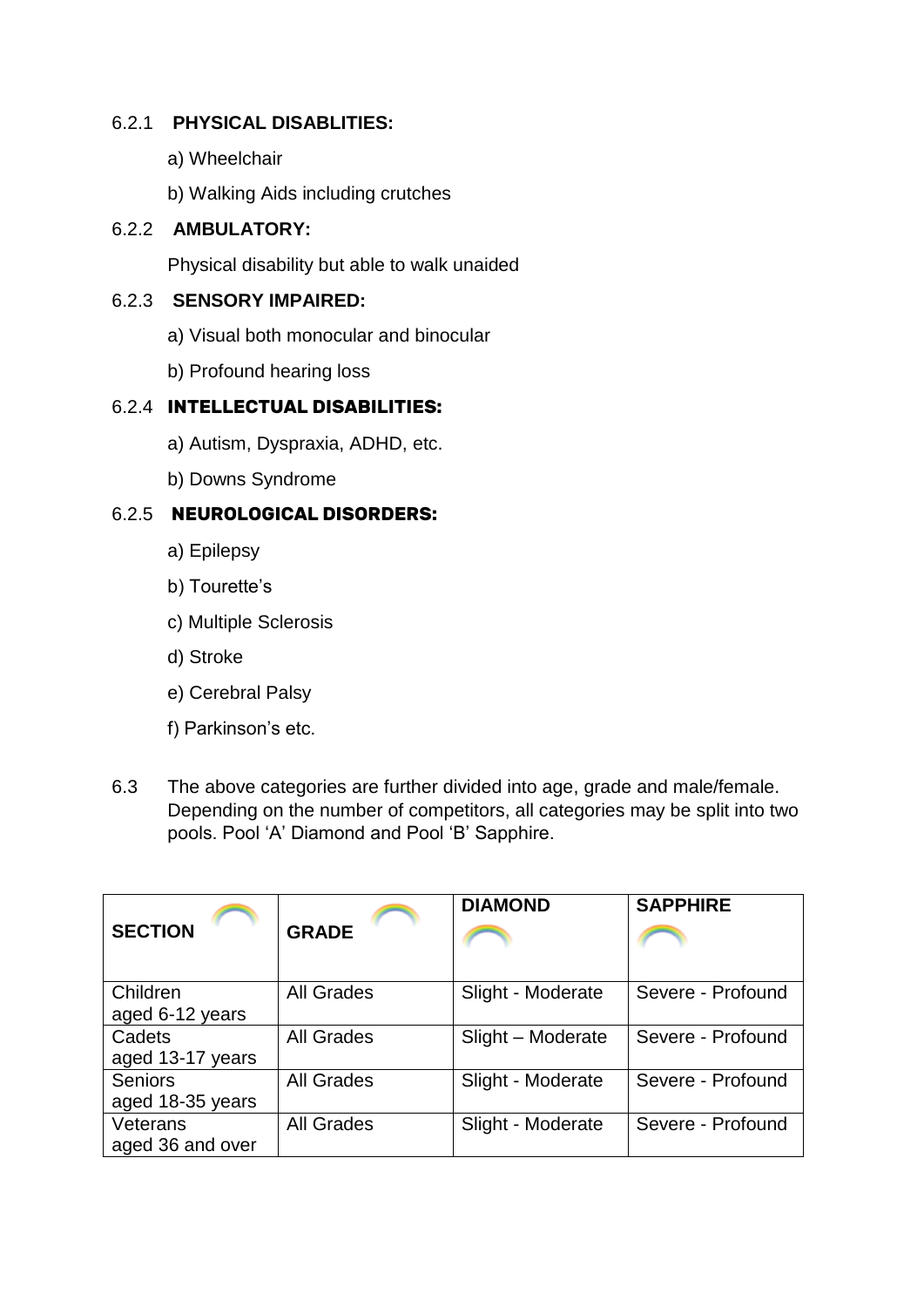### 6.2.1 **PHYSICAL DISABLITIES:**

a) Wheelchair

b) Walking Aids including crutches

### 6.2.2 **AMBULATORY:**

Physical disability but able to walk unaided

### 6.2.3 **SENSORY IMPAIRED:**

a) Visual both monocular and binocular

b) Profound hearing loss

### 6.2.4 **INTELLECTUAL DISABILITIES:**

a) Autism, Dyspraxia, ADHD, etc.

b) Downs Syndrome

### 6.2.5 **NEUROLOGICAL DISORDERS:**

a) Epilepsy

b) Tourette's

c) Multiple Sclerosis

d) Stroke

e) Cerebral Palsy

f) Parkinson's etc.

6.3 The above categories are further divided into age, grade and male/female. Depending on the number of competitors, all categories may be split into two pools. Pool 'A' Diamond and Pool 'B' Sapphire.

| SECTION | GRADE | DIAMOND | SAPPHIRE |
|---|---|---|---|
| Children aged 6-12 years | All Grades | Slight - Moderate | Severe - Profound |
| Cadets aged 13-17 years | All Grades | Slight – Moderate | Severe - Profound |
| Seniors aged 18-35 years | All Grades | Slight - Moderate | Severe - Profound |
| Veterans aged 36 and over | All Grades | Slight - Moderate | Severe - Profound |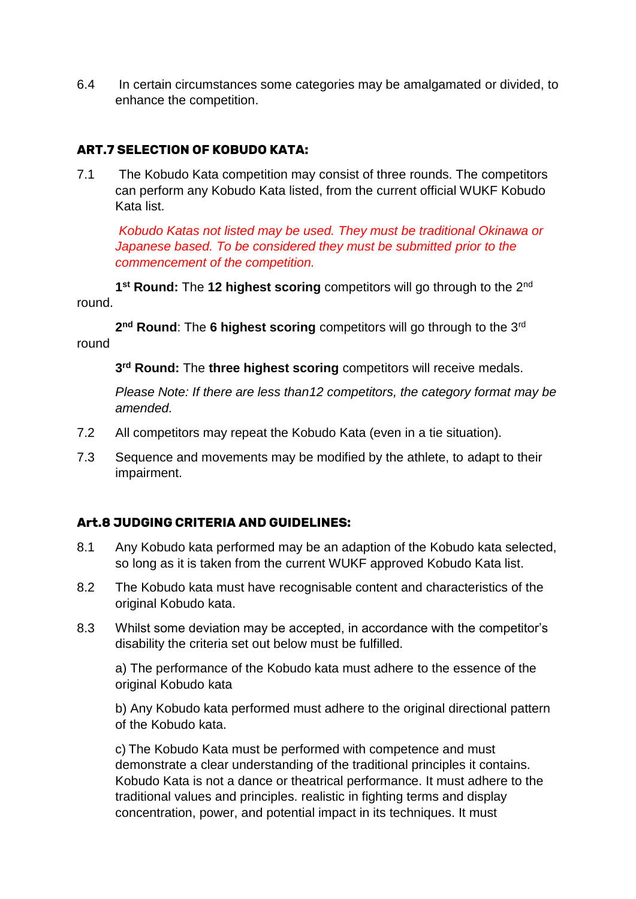6.4 In certain circumstances some categories may be amalgamated or divided, to enhance the competition.

## ART.7 SELECTION OF KOBUDO KATA:

7.1 The Kobudo Kata competition may consist of three rounds. The competitors can perform any Kobudo Kata listed, from the current official WUKF Kobudo Kata list.

*Kobudo Katas not listed may be used. They must be traditional Okinawa or Japanese based. To be considered they must be submitted prior to the commencement of the competition.*

**1st Round:** The **12 highest scoring** competitors will go through to the 2nd round.

**2nd Round**: The **6 highest scoring** competitors will go through to the 3rd round

**3rd Round:** The **three highest scoring** competitors will receive medals.

*Please Note: If there are less than12 competitors, the category format may be amended.*

7.2 All competitors may repeat the Kobudo Kata (even in a tie situation).

7.3 Sequence and movements may be modified by the athlete, to adapt to their impairment.

## Art.8 JUDGING CRITERIA AND GUIDELINES:

8.1 Any Kobudo kata performed may be an adaption of the Kobudo kata selected, so long as it is taken from the current WUKF approved Kobudo Kata list.

8.2 The Kobudo kata must have recognisable content and characteristics of the original Kobudo kata.

8.3 Whilst some deviation may be accepted, in accordance with the competitor's disability the criteria set out below must be fulfilled.

a) The performance of the Kobudo kata must adhere to the essence of the original Kobudo kata

b) Any Kobudo kata performed must adhere to the original directional pattern of the Kobudo kata.

c) The Kobudo Kata must be performed with competence and must demonstrate a clear understanding of the traditional principles it contains. Kobudo Kata is not a dance or theatrical performance. It must adhere to the traditional values and principles. realistic in fighting terms and display concentration, power, and potential impact in its techniques. It must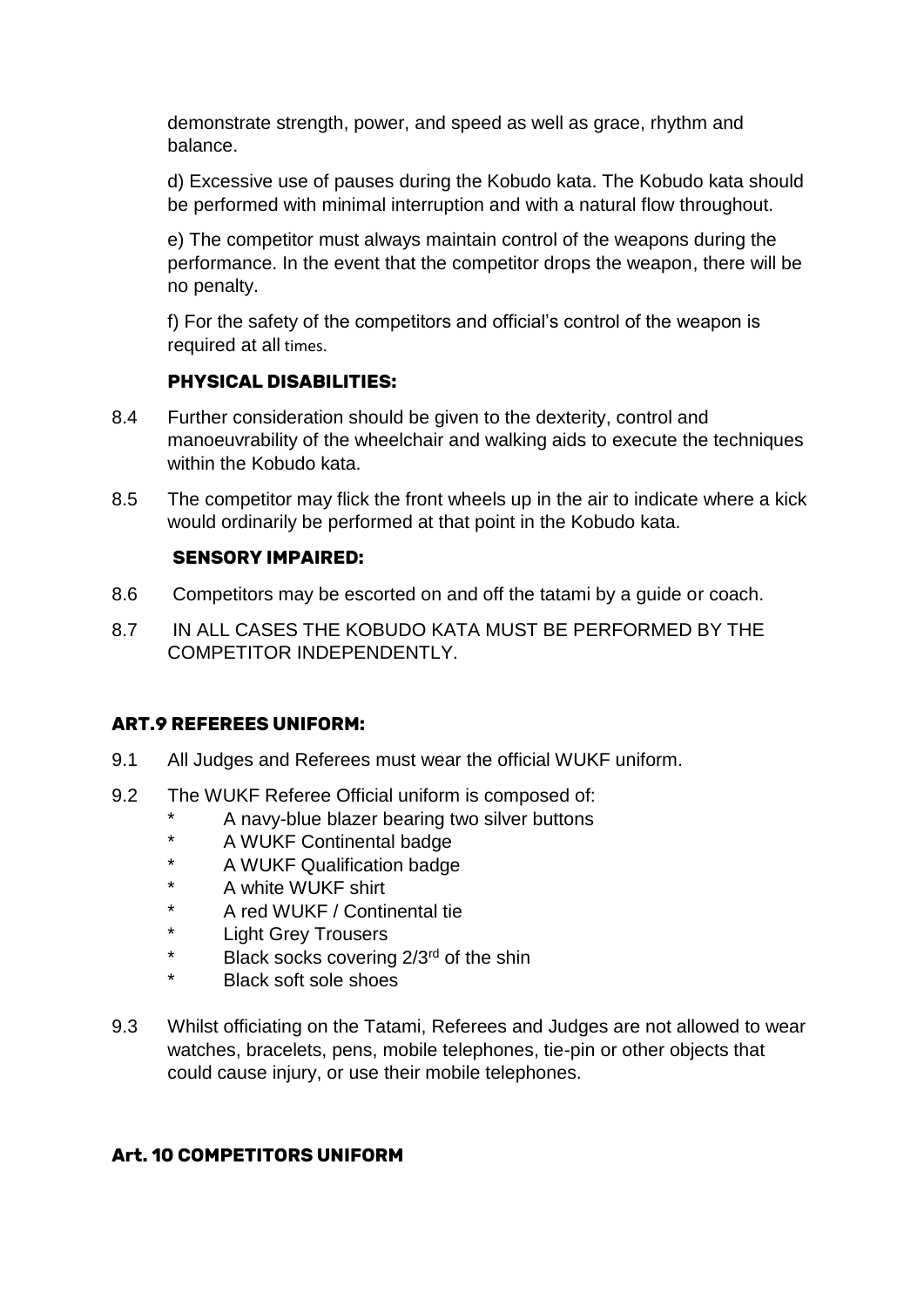demonstrate strength, power, and speed as well as grace, rhythm and balance.

d) Excessive use of pauses during the Kobudo kata. The Kobudo kata should be performed with minimal interruption and with a natural flow throughout.

e) The competitor must always maintain control of the weapons during the performance. In the event that the competitor drops the weapon, there will be no penalty.

f) For the safety of the competitors and official's control of the weapon is required at all times.

### PHYSICAL DISABILITIES:

8.4 Further consideration should be given to the dexterity, control and manoeuvrability of the wheelchair and walking aids to execute the techniques within the Kobudo kata.

8.5 The competitor may flick the front wheels up in the air to indicate where a kick would ordinarily be performed at that point in the Kobudo kata.

### SENSORY IMPAIRED:

8.6 Competitors may be escorted on and off the tatami by a guide or coach.

8.7 IN ALL CASES THE KOBUDO KATA MUST BE PERFORMED BY THE COMPETITOR INDEPENDENTLY.

## ART.9 REFEREES UNIFORM:

9.1 All Judges and Referees must wear the official WUKF uniform.

9.2 The WUKF Referee Official uniform is composed of:

- A navy-blue blazer bearing two silver buttons
- A WUKF Continental badge
- A WUKF Qualification badge
- A white WUKF shirt
- A red WUKF / Continental tie
- Light Grey Trousers
- Black socks covering 2/3rd of the shin
- Black soft sole shoes

9.3 Whilst officiating on the Tatami, Referees and Judges are not allowed to wear watches, bracelets, pens, mobile telephones, tie-pin or other objects that could cause injury, or use their mobile telephones.

## Art. 10 COMPETITORS UNIFORM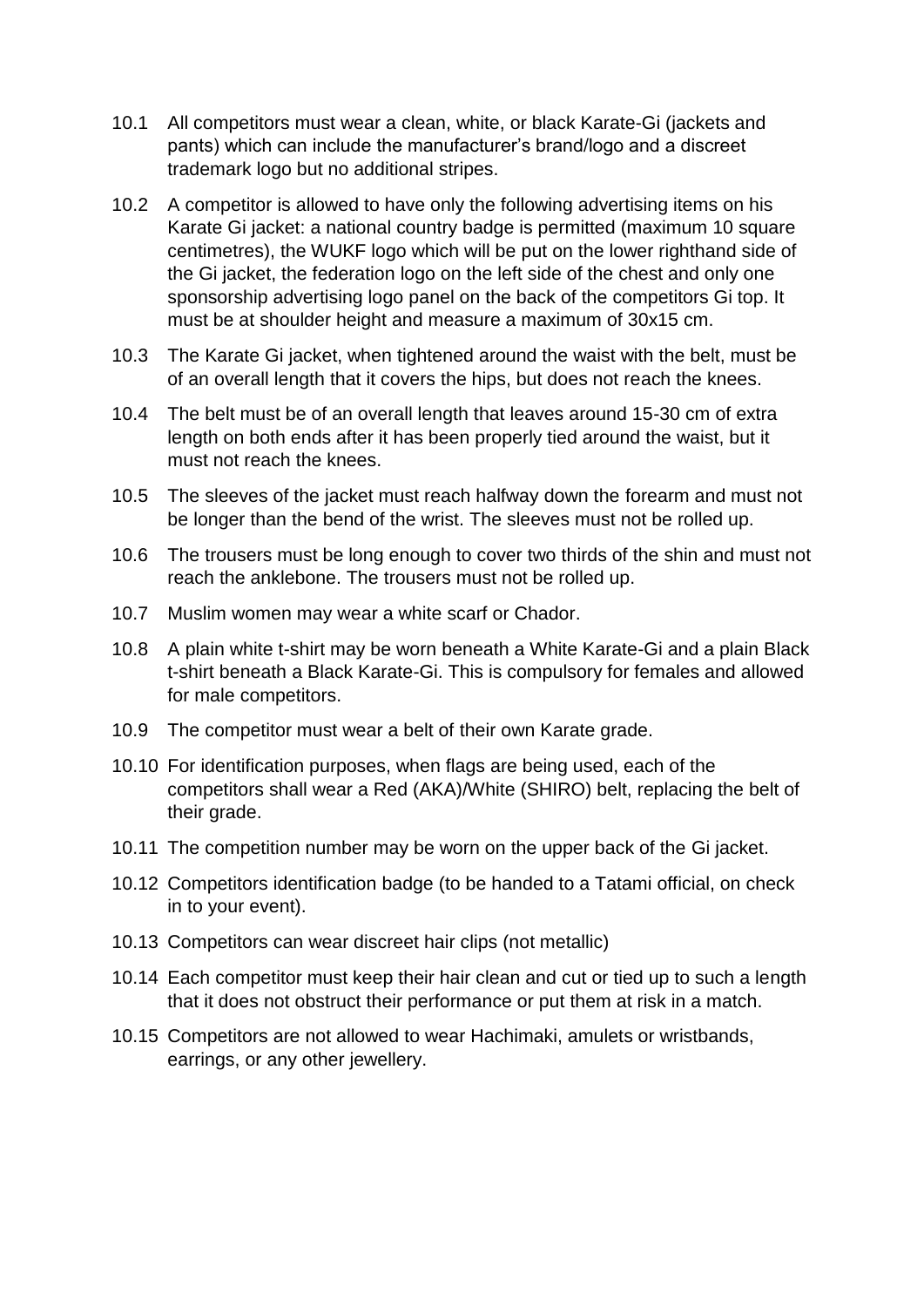10.1 All competitors must wear a clean, white, or black Karate-Gi (jackets and pants) which can include the manufacturer's brand/logo and a discreet trademark logo but no additional stripes.

10.2 A competitor is allowed to have only the following advertising items on his Karate Gi jacket: a national country badge is permitted (maximum 10 square centimetres), the WUKF logo which will be put on the lower righthand side of the Gi jacket, the federation logo on the left side of the chest and only one sponsorship advertising logo panel on the back of the competitors Gi top. It must be at shoulder height and measure a maximum of 30x15 cm.

10.3 The Karate Gi jacket, when tightened around the waist with the belt, must be of an overall length that it covers the hips, but does not reach the knees.

10.4 The belt must be of an overall length that leaves around 15-30 cm of extra length on both ends after it has been properly tied around the waist, but it must not reach the knees.

10.5 The sleeves of the jacket must reach halfway down the forearm and must not be longer than the bend of the wrist. The sleeves must not be rolled up.

10.6 The trousers must be long enough to cover two thirds of the shin and must not reach the anklebone. The trousers must not be rolled up.

10.7 Muslim women may wear a white scarf or Chador.

10.8 A plain white t-shirt may be worn beneath a White Karate-Gi and a plain Black t-shirt beneath a Black Karate-Gi. This is compulsory for females and allowed for male competitors.

10.9 The competitor must wear a belt of their own Karate grade.

10.10 For identification purposes, when flags are being used, each of the competitors shall wear a Red (AKA)/White (SHIRO) belt, replacing the belt of their grade.

10.11 The competition number may be worn on the upper back of the Gi jacket.

10.12 Competitors identification badge (to be handed to a Tatami official, on check in to your event).

10.13 Competitors can wear discreet hair clips (not metallic)

10.14 Each competitor must keep their hair clean and cut or tied up to such a length that it does not obstruct their performance or put them at risk in a match.

10.15 Competitors are not allowed to wear Hachimaki, amulets or wristbands, earrings, or any other jewellery.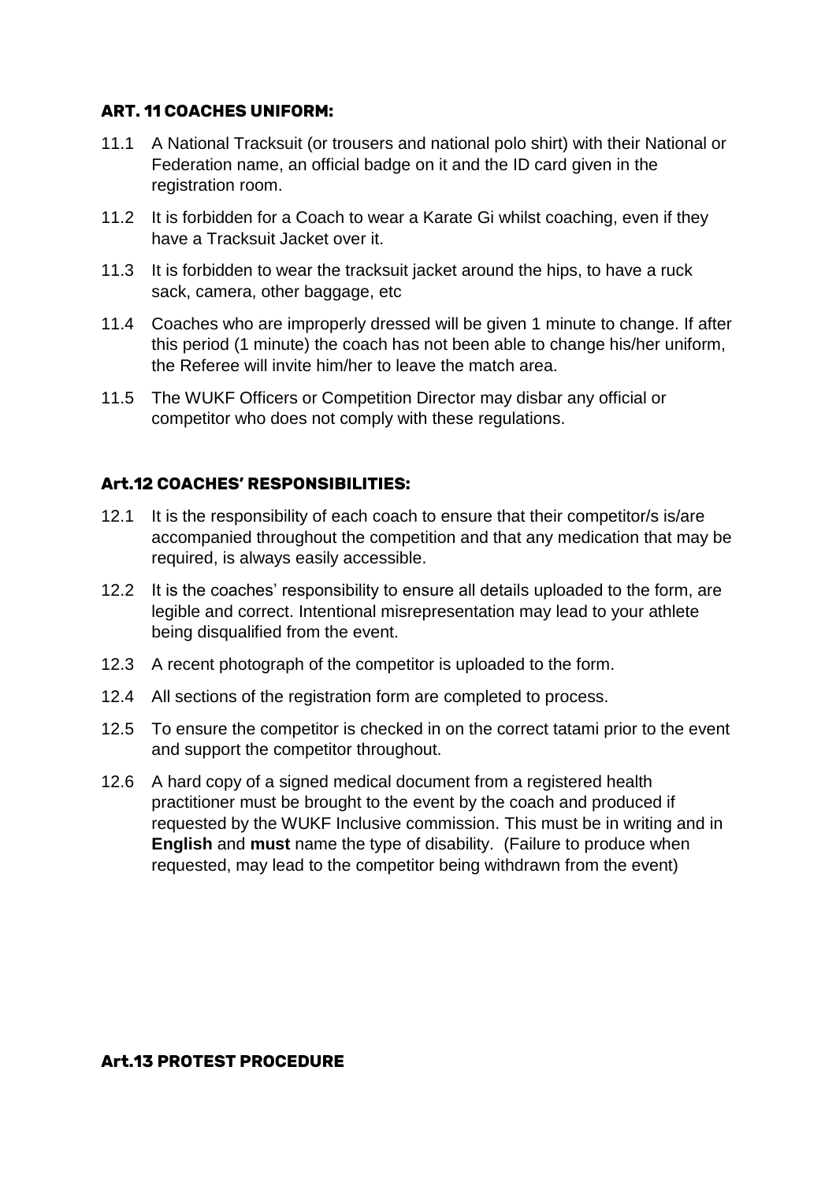## ART. 11 COACHES UNIFORM:

11.1 A National Tracksuit (or trousers and national polo shirt) with their National or Federation name, an official badge on it and the ID card given in the registration room.

11.2 It is forbidden for a Coach to wear a Karate Gi whilst coaching, even if they have a Tracksuit Jacket over it.

11.3 It is forbidden to wear the tracksuit jacket around the hips, to have a ruck sack, camera, other baggage, etc

11.4 Coaches who are improperly dressed will be given 1 minute to change. If after this period (1 minute) the coach has not been able to change his/her uniform, the Referee will invite him/her to leave the match area.

11.5 The WUKF Officers or Competition Director may disbar any official or competitor who does not comply with these regulations.

## Art.12 COACHES' RESPONSIBILITIES:

12.1 It is the responsibility of each coach to ensure that their competitor/s is/are accompanied throughout the competition and that any medication that may be required, is always easily accessible.

12.2 It is the coaches' responsibility to ensure all details uploaded to the form, are legible and correct. Intentional misrepresentation may lead to your athlete being disqualified from the event.

12.3 A recent photograph of the competitor is uploaded to the form.

12.4 All sections of the registration form are completed to process.

12.5 To ensure the competitor is checked in on the correct tatami prior to the event and support the competitor throughout.

12.6 A hard copy of a signed medical document from a registered health practitioner must be brought to the event by the coach and produced if requested by the WUKF Inclusive commission. This must be in writing and in **English** and **must** name the type of disability. (Failure to produce when requested, may lead to the competitor being withdrawn from the event)

## Art.13 PROTEST PROCEDURE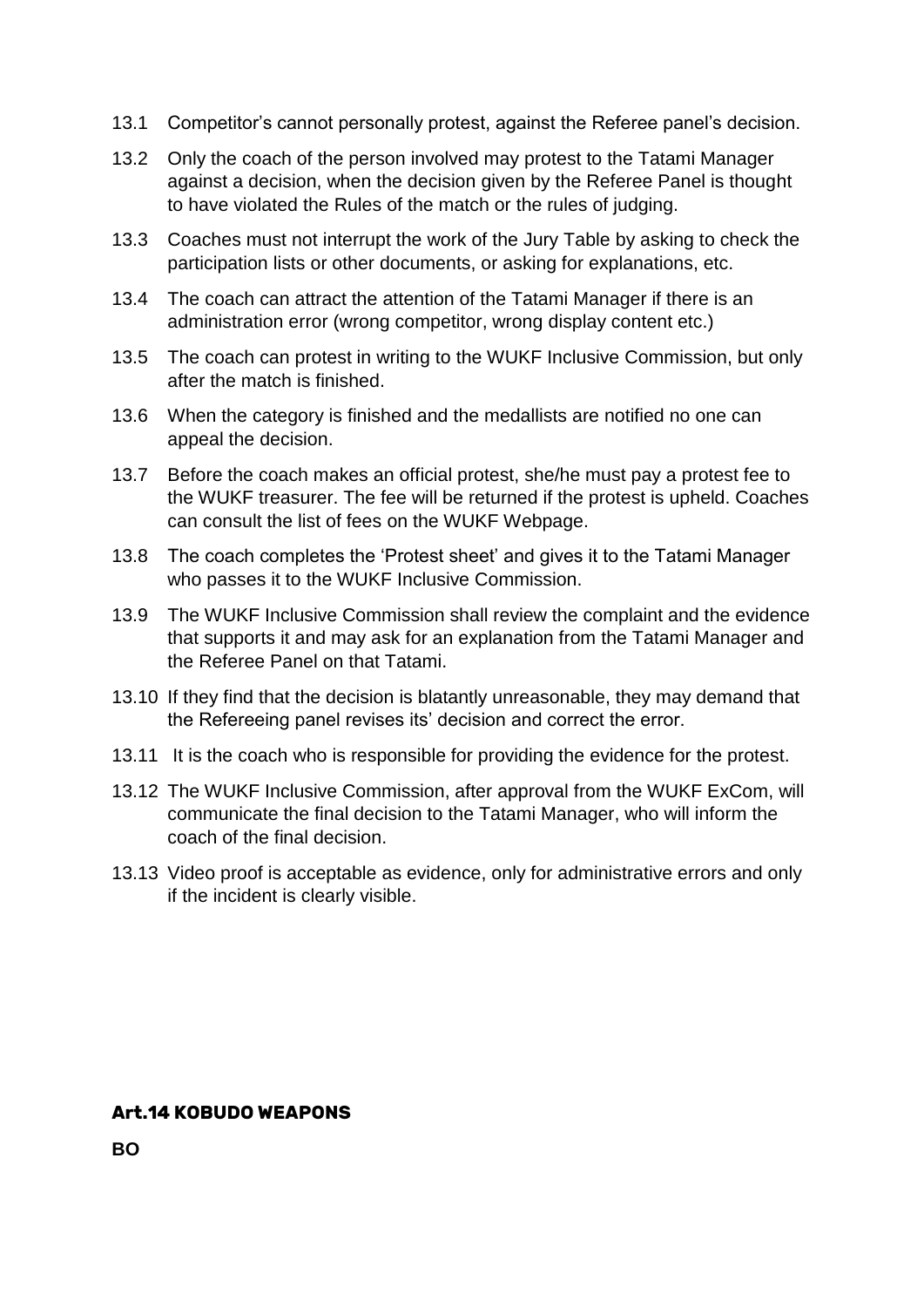13.1 Competitor's cannot personally protest, against the Referee panel's decision.

13.2 Only the coach of the person involved may protest to the Tatami Manager against a decision, when the decision given by the Referee Panel is thought to have violated the Rules of the match or the rules of judging.

13.3 Coaches must not interrupt the work of the Jury Table by asking to check the participation lists or other documents, or asking for explanations, etc.

13.4 The coach can attract the attention of the Tatami Manager if there is an administration error (wrong competitor, wrong display content etc.)

13.5 The coach can protest in writing to the WUKF Inclusive Commission, but only after the match is finished.

13.6 When the category is finished and the medallists are notified no one can appeal the decision.

13.7 Before the coach makes an official protest, she/he must pay a protest fee to the WUKF treasurer. The fee will be returned if the protest is upheld. Coaches can consult the list of fees on the WUKF Webpage.

13.8 The coach completes the 'Protest sheet' and gives it to the Tatami Manager who passes it to the WUKF Inclusive Commission.

13.9 The WUKF Inclusive Commission shall review the complaint and the evidence that supports it and may ask for an explanation from the Tatami Manager and the Referee Panel on that Tatami.

13.10 If they find that the decision is blatantly unreasonable, they may demand that the Refereeing panel revises its' decision and correct the error.

13.11 It is the coach who is responsible for providing the evidence for the protest.

13.12 The WUKF Inclusive Commission, after approval from the WUKF ExCom, will communicate the final decision to the Tatami Manager, who will inform the coach of the final decision.

13.13 Video proof is acceptable as evidence, only for administrative errors and only if the incident is clearly visible.

## Art.14 KOBUDO WEAPONS

**BO**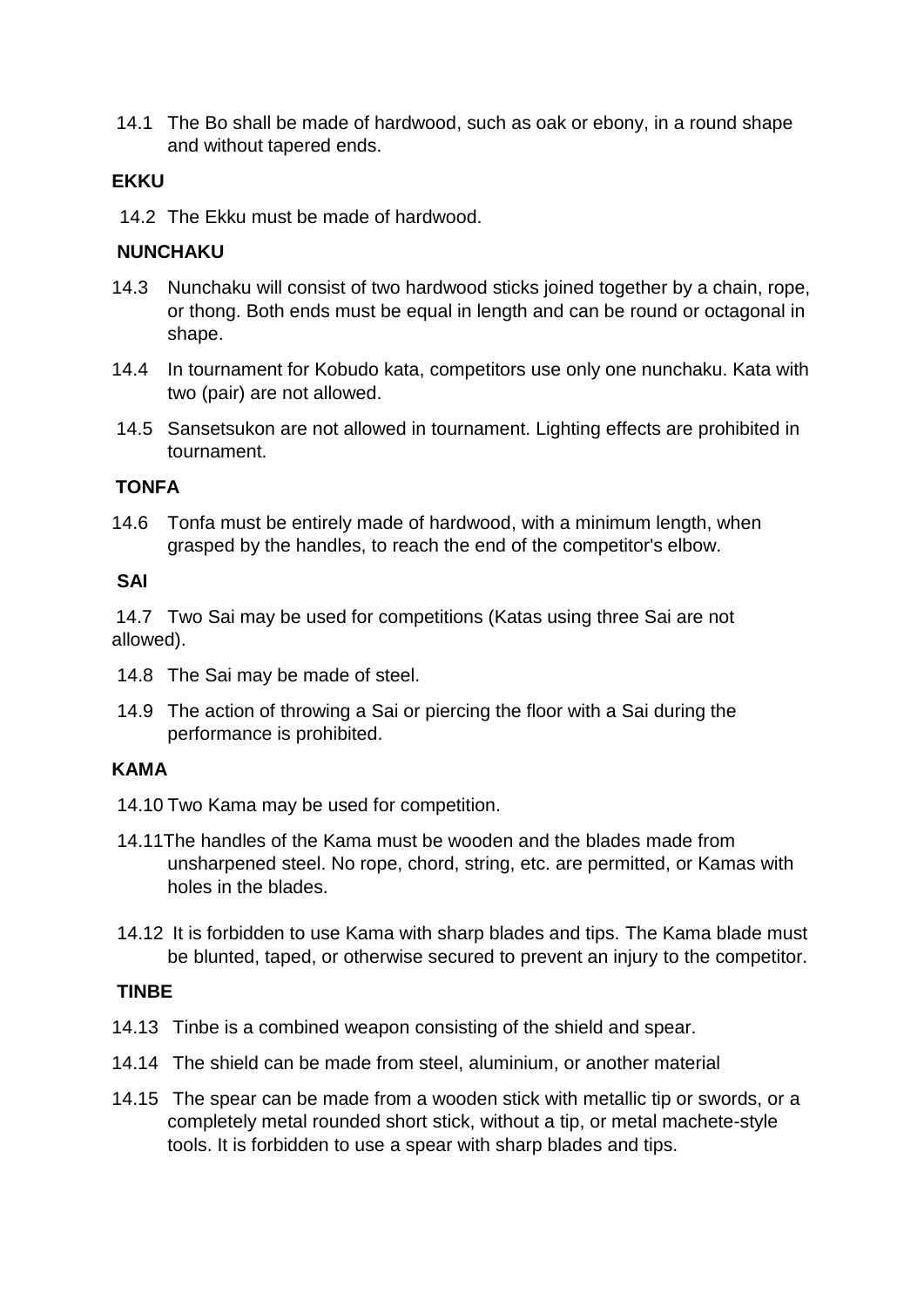14.1 The Bo shall be made of hardwood, such as oak or ebony, in a round shape and without tapered ends.

**EKKU**

14.2 The Ekku must be made of hardwood.

**NUNCHAKU**

14.3 Nunchaku will consist of two hardwood sticks joined together by a chain, rope, or thong. Both ends must be equal in length and can be round or octagonal in shape.

14.4 In tournament for Kobudo kata, competitors use only one nunchaku. Kata with two (pair) are not allowed.

14.5 Sansetsukon are not allowed in tournament. Lighting effects are prohibited in tournament.

**TONFA**

14.6 Tonfa must be entirely made of hardwood, with a minimum length, when grasped by the handles, to reach the end of the competitor's elbow.

**SAI**

14.7 Two Sai may be used for competitions (Katas using three Sai are not allowed).

14.8 The Sai may be made of steel.

14.9 The action of throwing a Sai or piercing the floor with a Sai during the performance is prohibited.

**KAMA**

14.10 Two Kama may be used for competition.

14.11 The handles of the Kama must be wooden and the blades made from unsharpened steel. No rope, chord, string, etc. are permitted, or Kamas with holes in the blades.

14.12 It is forbidden to use Kama with sharp blades and tips. The Kama blade must be blunted, taped, or otherwise secured to prevent an injury to the competitor.

**TINBE**

14.13 Tinbe is a combined weapon consisting of the shield and spear.

14.14 The shield can be made from steel, aluminium, or another material

14.15 The spear can be made from a wooden stick with metallic tip or swords, or a completely metal rounded short stick, without a tip, or metal machete-style tools. It is forbidden to use a spear with sharp blades and tips.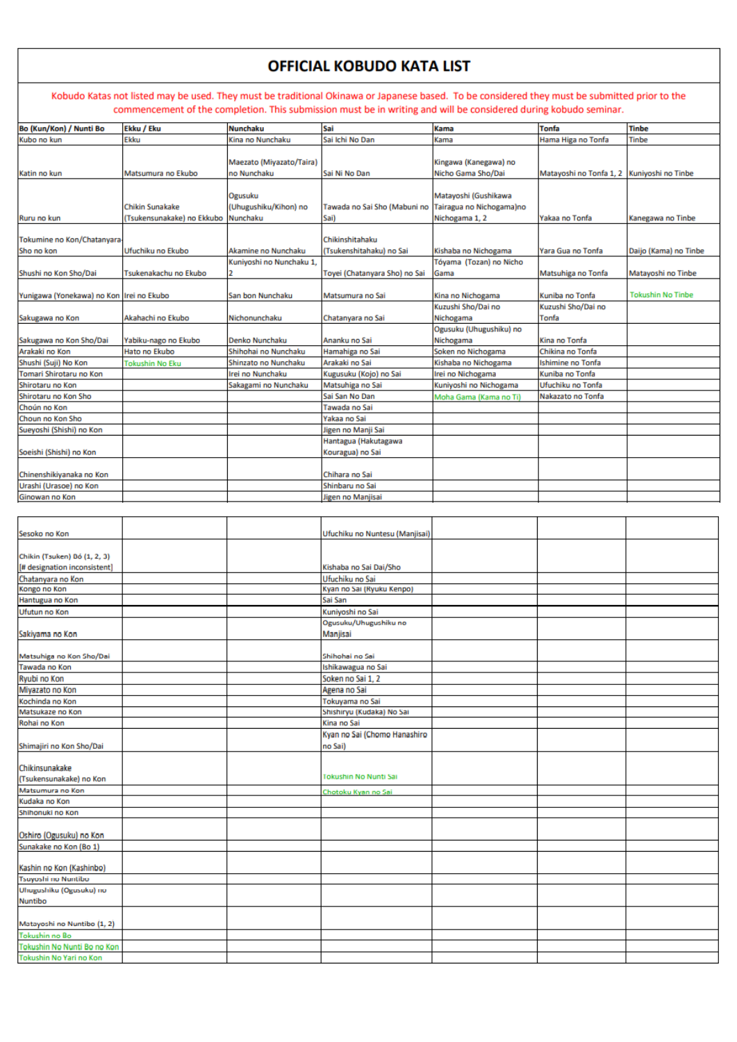# OFFICIAL KOBUDO KATA LIST

Kobudo Katas not listed may be used. They must be traditional Okinawa or Japanese based. To be considered they must be submitted prior to the commencement of the completion. This submission must be in writing and will be considered during kobudo seminar.

| Bo (Kun/Kon) / Nunti Bo | Ekku / Eku | Nunchaku | Sai | Kama | Tonfa | Tinbe |
|---|---|---|---|---|---|---|
| Kubo no kun | Ekku | Kina no Nunchaku | Sai Ichi No Dan | Kama | Hama Higa no Tonfa | Tinbe |
| Katin no kun | Matsumura no Ekubo | Maezato (Miyazato/Taira) no Nunchaku | Sai Ni No Dan | Kingawa (Kanegawa) no Nicho Gama Sho/Dai | Matayoshi no Tonfa 1, 2 | Kuniyoshi no Tinbe |
| Ruru no kun | Chikin Sunakake (Tsukensunakake) no Ekkubo | Ogusuku (Uhugushiku/Kihon) no Nunchaku | Tawada no Sai Sho (Mabuni no Sai) | Matayoshi (Gushikawa Tairagua no Nichogama)no Nichogama 1, 2 | Yakaa no Tonfa | Kanegawa no Tinbe |
| Tokumine no Kon/Chatanyara Sho no kon | Ufuchiku no Ekubo | Akamine no Nunchaku | Chikinshitahaku (Tsukenshitahaku) no Sai | Kishaba no Nichogama | Yara Gua no Tonfa | Daijo (Kama) no Tinbe |
| Shushi no Kon Sho/Dai | Tsukenakachu no Ekubo | Kuniyoshi no Nunchaku 1, 2 | Toyei (Chatanyara Sho) no Sai | Tóyama (Tozan) no Nicho Gama | Matsuhiga no Tonfa | Matayoshi no Tinbe |
| Yunigawa (Yonekawa) no Kon | Irei no Ekubo | San bon Nunchaku | Matsumura no Sai | Kina no Nichogama | Kuniba no Tonfa | Tokushin No Tinbe |
| Sakugawa no Kon | Akahachi no Ekubo | Nichonunchaku | Chatanyara no Sai | Kuzushi Sho/Dai no Nichogama | Kuzushi Sho/Dai no Tonfa | |
| Sakugawa no Kon Sho/Dai | Yabiku-nago no Ekubo | Denko Nunchaku | Ananku no Sai | Ogusuku (Uhugushiku) no Nichogama | Kina no Tonfa | |
| Arakaki no Kon | Hato no Ekubo | Shihohai no Nunchaku | Hamahiga no Sai | Soken no Nichogama | Chikina no Tonfa | |
| Shushi (Suji) No Kon | Tokushin No Eku | Shinzato no Nunchaku | Arakaki no Sai | Kishaba no Nichogama | Ishimine no Tonfa | |
| Tomari Shirotaru no Kon | | Irei no Nunchaku | Kugusuku (Kojo) no Sai | Irei no Nichogama | Kuniba no Tonfa | |
| Shirotaru no Kon | | Sakagami no Nunchaku | Matsuhiga no Sai | Kuniyoshi no Nichogama | Ufuchiku no Tonfa | |
| Shirotaru no Kon Sho | | | Sai San No Dan | Moha Gama (Kama no Ti) | Nakazato no Tonfa | |
| Choún no Kon | | | Tawada no Sai | | | |
| Choun no Kon Sho | | | Yakaa no Sai | | | |
| Sueyoshi (Shishi) no Kon | | | Jigen no Manji Sai | | | |
| Soeishi (Shishi) no Kon | | | Hantagua (Hakutagawa Kouragua) no Sai | | | |
| Chinenshikiyanaka no Kon | | | Chihara no Sai | | | |
| Urashi (Urasoe) no Kon | | | Shinbaru no Sai | | | |
| Ginowan no Kon | | | Jigen no Manjisai | | | |
| Sesoko no Kon | | | Ufuchiku no Nuntesu (Manjisai) | | | |
| Chikin (Tsuken) Bó (1, 2, 3) [# designation inconsistent] | | | Kishaba no Sai Dai/Sho | | | |
| Chatanyara no Kon | | | Ufuchiku no Sai | | | |
| Kongo no Kon | | | Kyan no Sai (Ryuku Kenpo) | | | |
| Hantugua no Kon | | | Sai San | | | |
| Ufutun no Kon | | | Kuniyoshi no Sai | | | |
| Sakiyama no Kon | | | Ogusuku/Uhugushiku no Manjisai | | | |
| Matsuhiga no Kon Sho/Dai | | | Shihohai no Sai | | | |
| Tawada no Kon | | | Ishikawagua no Sai | | | |
| Ryubi no Kon | | | Soken no Sai 1, 2 | | | |
| Miyazato no Kon | | | Agena no Sai | | | |
| Kochinda no Kon | | | Tokuyama no Sai | | | |
| Matsukaze no Kon | | | Shishiryu (Kudaka) No Sai | | | |
| Rohai no Kon | | | Kina no Sai | | | |
| Shimajiri no Kon Sho/Dai | | | Kyan no Sai (Chomo Hanashiro no Sai) | | | |
| Chikinsunakake (Tsukensunakake) no Kon | | | Tokushin No Nunti Sai | | | |
| Matsumura no Kon | | | Chotoku Kyan no Sai | | | |
| Kudaka no Kon | | | | | | |
| Shihonuki no Kon | | | | | | |
| Oshiro (Ogusuku) no Kon | | | | | | |
| Sunakake no Kon (Bo 1) | | | | | | |
| Kashin no Kon (Kashinbo) | | | | | | |
| Tsuyoshi no Nuntibo | | | | | | |
| Uhugushiku (Ogusuku) no Nuntibo | | | | | | |
| Matayoshi no Nuntibo (1, 2) | | | | | | |
| Tokushin no Bo | | | | | | |
| Tokushin No Nunti Bo no Kon | | | | | | |
| Tokushin No Yari no Kon | | | | | | |